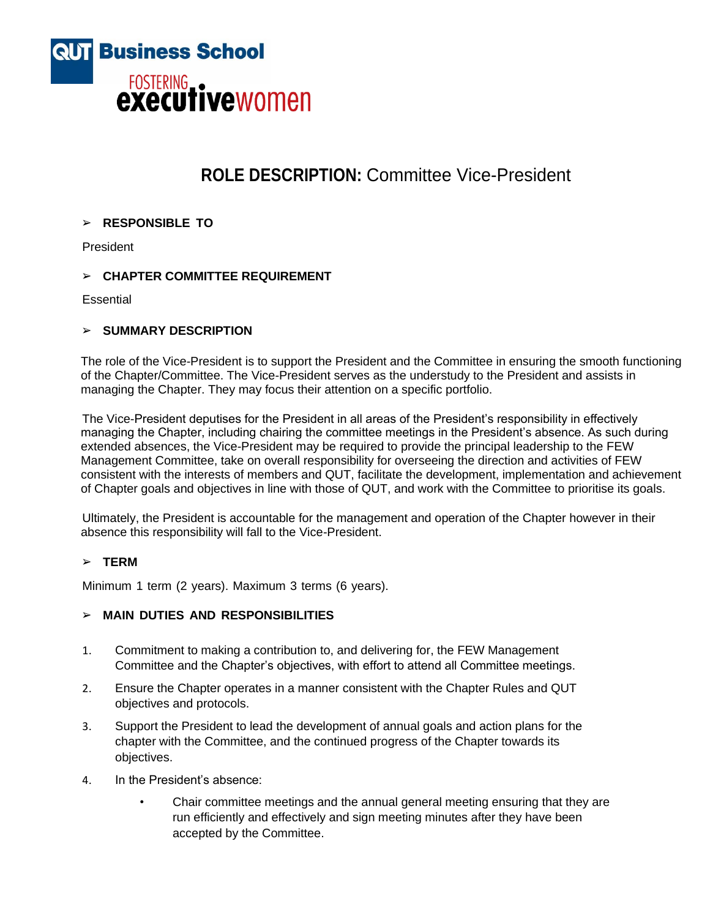QUT Business School

FOSTERING executivewomen

# ROLE DESCRIPTION: Committee Vice-President

## RESPONSIBLE TO

President

## CHAPTER COMMITTEE REQUIREMENT

Essential

## SUMMARY DESCRIPTION

The role of the Vice-President is to support the President and the Committee in ensuring the smooth functioning of the Chapter/Committee. The Vice-President serves as the understudy to the President and assists in managing the Chapter. They may focus their attention on a specific portfolio.

The Vice-President deputises for the President in all areas of the President's responsibility in effectively managing the Chapter, including chairing the committee meetings in the President's absence. As such during extended absences, the Vice-President may be required to provide the principal leadership to the FEW Management Committee, take on overall responsibility for overseeing the direction and activities of FEW consistent with the interests of members and QUT, facilitate the development, implementation and achievement of Chapter goals and objectives in line with those of QUT, and work with the Committee to prioritise its goals.

Ultimately, the President is accountable for the management and operation of the Chapter however in their absence this responsibility will fall to the Vice-President.

## TERM

Minimum 1 term (2 years). Maximum 3 terms (6 years).

## MAIN DUTIES AND RESPONSIBILITIES

1. Commitment to making a contribution to, and delivering for, the FEW Management Committee and the Chapter's objectives, with effort to attend all Committee meetings.
2. Ensure the Chapter operates in a manner consistent with the Chapter Rules and QUT objectives and protocols.
3. Support the President to lead the development of annual goals and action plans for the chapter with the Committee, and the continued progress of the Chapter towards its objectives.
4. In the President's absence:
   - Chair committee meetings and the annual general meeting ensuring that they are run efficiently and effectively and sign meeting minutes after they have been accepted by the Committee.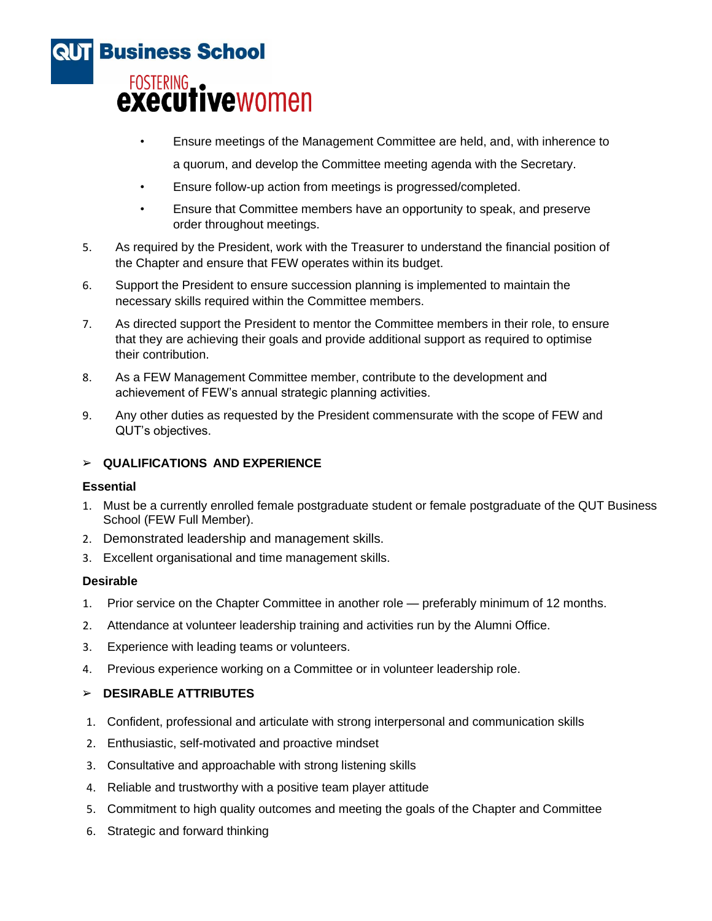- Ensure meetings of the Management Committee are held, and, with inherence to a quorum, and develop the Committee meeting agenda with the Secretary.
- Ensure follow-up action from meetings is progressed/completed.
- Ensure that Committee members have an opportunity to speak, and preserve order throughout meetings.

5. As required by the President, work with the Treasurer to understand the financial position of the Chapter and ensure that FEW operates within its budget.
6. Support the President to ensure succession planning is implemented to maintain the necessary skills required within the Committee members.
7. As directed support the President to mentor the Committee members in their role, to ensure that they are achieving their goals and provide additional support as required to optimise their contribution.
8. As a FEW Management Committee member, contribute to the development and achievement of FEW's annual strategic planning activities.
9. Any other duties as requested by the President commensurate with the scope of FEW and QUT's objectives.

## ➢ QUALIFICATIONS AND EXPERIENCE

**Essential**

1. Must be a currently enrolled female postgraduate student or female postgraduate of the QUT Business School (FEW Full Member).
2. Demonstrated leadership and management skills.
3. Excellent organisational and time management skills.

**Desirable**

1. Prior service on the Chapter Committee in another role — preferably minimum of 12 months.
2. Attendance at volunteer leadership training and activities run by the Alumni Office.
3. Experience with leading teams or volunteers.
4. Previous experience working on a Committee or in volunteer leadership role.

## ➢ DESIRABLE ATTRIBUTES

1. Confident, professional and articulate with strong interpersonal and communication skills
2. Enthusiastic, self-motivated and proactive mindset
3. Consultative and approachable with strong listening skills
4. Reliable and trustworthy with a positive team player attitude
5. Commitment to high quality outcomes and meeting the goals of the Chapter and Committee
6. Strategic and forward thinking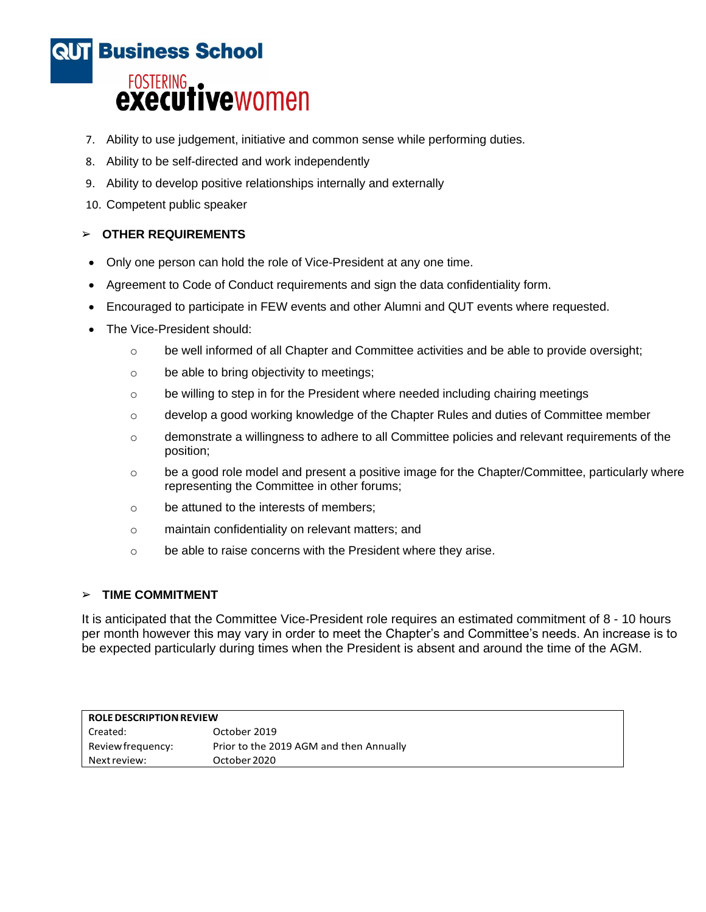7. Ability to use judgement, initiative and common sense while performing duties.
8. Ability to be self-directed and work independently
9. Ability to develop positive relationships internally and externally
10. Competent public speaker

## OTHER REQUIREMENTS

- Only one person can hold the role of Vice-President at any one time.
- Agreement to Code of Conduct requirements and sign the data confidentiality form.
- Encouraged to participate in FEW events and other Alumni and QUT events where requested.
- The Vice-President should:
  - be well informed of all Chapter and Committee activities and be able to provide oversight;
  - be able to bring objectivity to meetings;
  - be willing to step in for the President where needed including chairing meetings
  - develop a good working knowledge of the Chapter Rules and duties of Committee member
  - demonstrate a willingness to adhere to all Committee policies and relevant requirements of the position;
  - be a good role model and present a positive image for the Chapter/Committee, particularly where representing the Committee in other forums;
  - be attuned to the interests of members;
  - maintain confidentiality on relevant matters; and
  - be able to raise concerns with the President where they arise.

## TIME COMMITMENT

It is anticipated that the Committee Vice-President role requires an estimated commitment of 8 - 10 hours per month however this may vary in order to meet the Chapter's and Committee's needs. An increase is to be expected particularly during times when the President is absent and around the time of the AGM.

| ROLE DESCRIPTION REVIEW | |
|---|---|
| Created: | October 2019 |
| Review frequency: | Prior to the 2019 AGM and then Annually |
| Next review: | October 2020 |